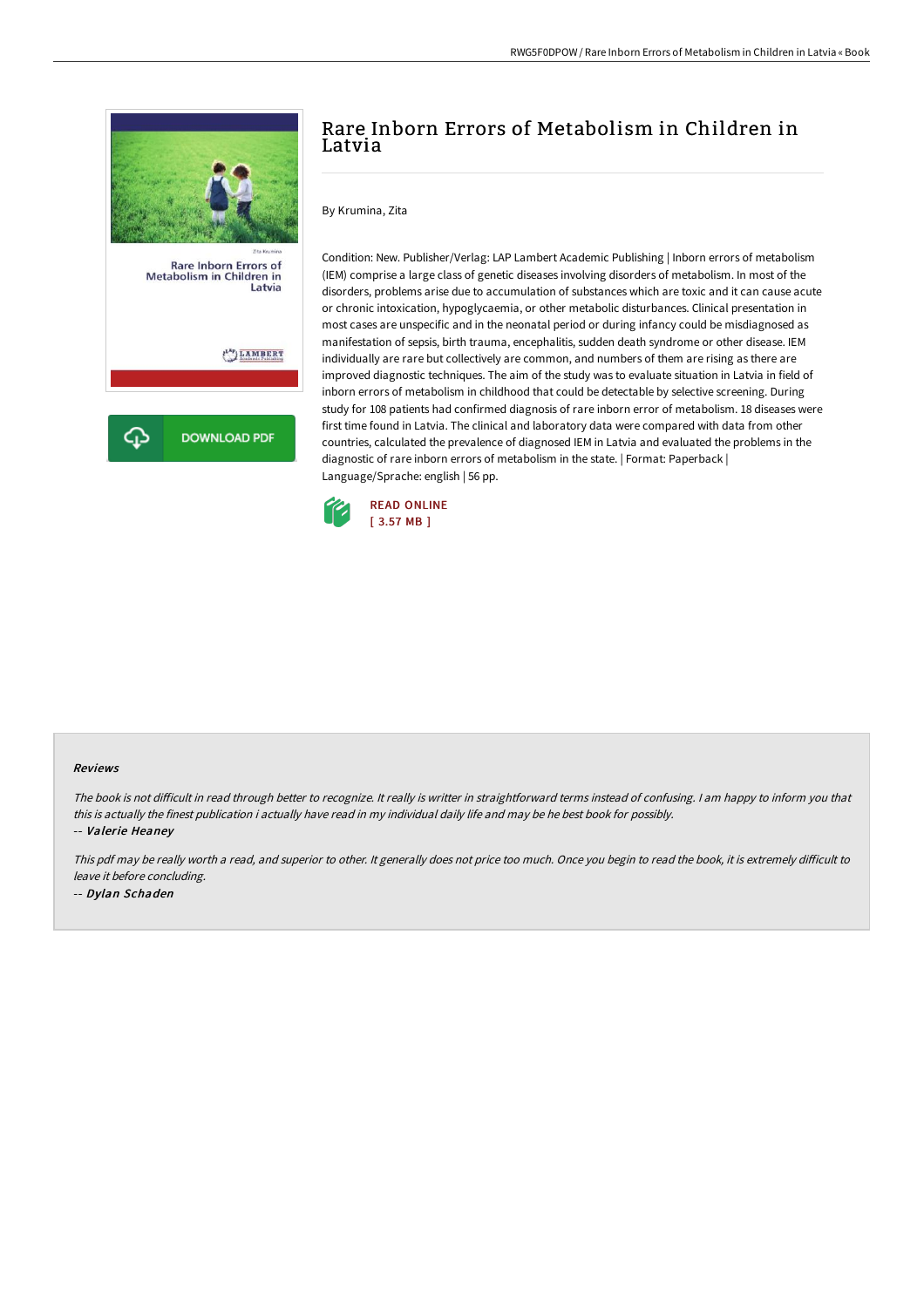# Rare Inborn Errors of Metabolism in Children in Latvia

By Krumina, Zita

Condition: New. Publisher/Verlag: LAP Lambert Academic Publishing | Inborn errors of metabolism (IEM) comprise a large class of genetic diseases involving disorders of metabolism. In most of the disorders, problems arise due to accumulation of substances which are toxic and it can cause acute or chronic intoxication, hypoglycaemia, or other metabolic disturbances. Clinical presentation in most cases are unspecific and in the neonatal period or during infancy could be misdiagnosed as manifestation of sepsis, birth trauma, encephalitis, sudden death syndrome or other disease. IEM individually are rare but collectively are common, and numbers of them are rising as there are improved diagnostic techniques. The aim of the study was to evaluate situation in Latvia in field of inborn errors of metabolism in childhood that could be detectable by selective screening. During study for 108 patients had confirmed diagnosis of rare inborn error of metabolism. 18 diseases were first time found in Latvia. The clinical and laboratory data were compared with data from other countries, calculated the prevalence of diagnosed IEM in Latvia and evaluated the problems in the diagnostic of rare inborn errors of metabolism in the state. | Format: Paperback | Language/Sprache: english | 56 pp.

DOWNLOAD PDF

READ ONLINE
[ 3.57 MB ]

#### Reviews

*The book is not difficult in read through better to recognize. It really is writter in straightforward terms instead of confusing. I am happy to inform you that this is actually the finest publication i actually have read in my individual daily life and may be he best book for possibly.*

-- ***Valerie Heaney***

*This pdf may be really worth a read, and superior to other. It generally does not price too much. Once you begin to read the book, it is extremely difficult to leave it before concluding.*

-- ***Dylan Schaden***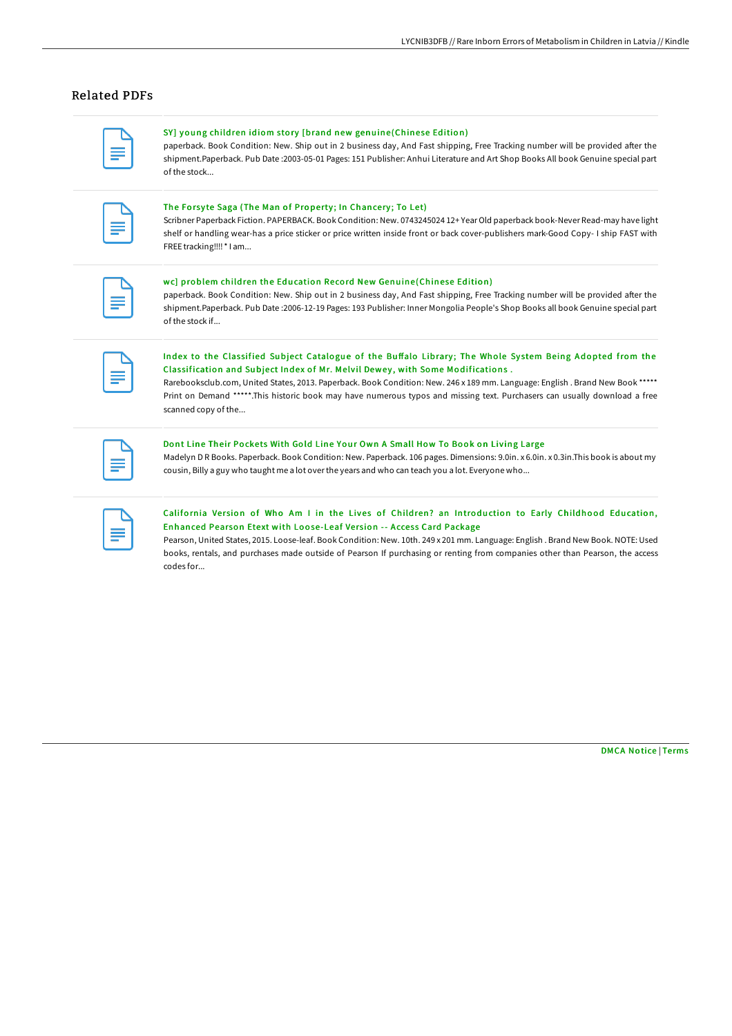## Related PDFs

**SY] young children idiom story [brand new genuine(Chinese Edition)**

paperback. Book Condition: New. Ship out in 2 business day, And Fast shipping, Free Tracking number will be provided after the shipment.Paperback. Pub Date :2003-05-01 Pages: 151 Publisher: Anhui Literature and Art Shop Books All book Genuine special part of the stock...

**The Forsyte Saga (The Man of Property; In Chancery; To Let)**

Scribner Paperback Fiction. PAPERBACK. Book Condition: New. 0743245024 12+ Year Old paperback book-Never Read-may have light shelf or handling wear-has a price sticker or price written inside front or back cover-publishers mark-Good Copy- I ship FAST with FREE tracking!!!! * I am...

**wc] problem children the Education Record New Genuine(Chinese Edition)**

paperback. Book Condition: New. Ship out in 2 business day, And Fast shipping, Free Tracking number will be provided after the shipment.Paperback. Pub Date :2006-12-19 Pages: 193 Publisher: Inner Mongolia People's Shop Books all book Genuine special part of the stock if...

**Index to the Classified Subject Catalogue of the Buffalo Library; The Whole System Being Adopted from the Classification and Subject Index of Mr. Melvil Dewey, with Some Modifications .**

Rarebooksclub.com, United States, 2013. Paperback. Book Condition: New. 246 x 189 mm. Language: English . Brand New Book ***** Print on Demand *****.This historic book may have numerous typos and missing text. Purchasers can usually download a free scanned copy of the...

**Dont Line Their Pockets With Gold Line Your Own A Small How To Book on Living Large**

Madelyn D R Books. Paperback. Book Condition: New. Paperback. 106 pages. Dimensions: 9.0in. x 6.0in. x 0.3in.This book is about my cousin, Billy a guy who taught me a lot over the years and who can teach you a lot. Everyone who...

**California Version of Who Am I in the Lives of Children? an Introduction to Early Childhood Education, Enhanced Pearson Etext with Loose-Leaf Version -- Access Card Package**

Pearson, United States, 2015. Loose-leaf. Book Condition: New. 10th. 249 x 201 mm. Language: English . Brand New Book. NOTE: Used books, rentals, and purchases made outside of Pearson If purchasing or renting from companies other than Pearson, the access codes for...